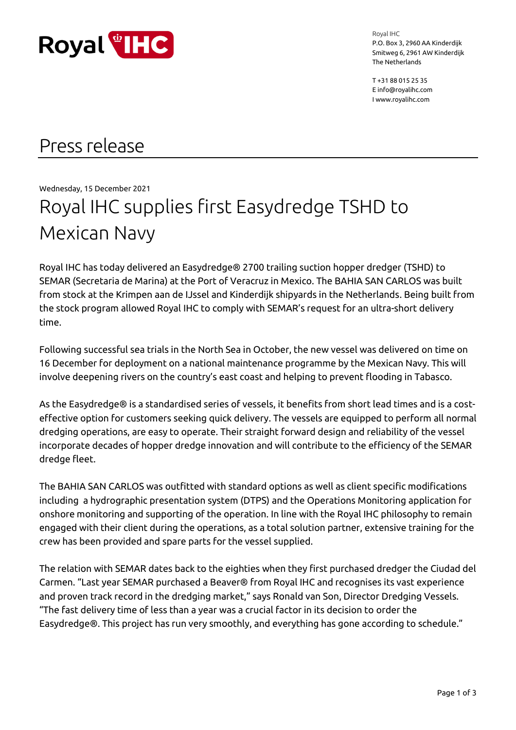Royal IHC
P.O. Box 3, 2960 AA Kinderdijk
Smitweg 6, 2961 AW Kinderdijk
The Netherlands

T +31 88 015 25 35
E info@royalihc.com
I www.royalihc.com

# Press release

Wednesday, 15 December 2021

## Royal IHC supplies first Easydredge TSHD to Mexican Navy

Royal IHC has today delivered an Easydredge® 2700 trailing suction hopper dredger (TSHD) to SEMAR (Secretaria de Marina) at the Port of Veracruz in Mexico. The BAHIA SAN CARLOS was built from stock at the Krimpen aan de IJssel and Kinderdijk shipyards in the Netherlands. Being built from the stock program allowed Royal IHC to comply with SEMAR's request for an ultra-short delivery time.

Following successful sea trials in the North Sea in October, the new vessel was delivered on time on 16 December for deployment on a national maintenance programme by the Mexican Navy. This will involve deepening rivers on the country's east coast and helping to prevent flooding in Tabasco.

As the Easydredge® is a standardised series of vessels, it benefits from short lead times and is a cost-effective option for customers seeking quick delivery. The vessels are equipped to perform all normal dredging operations, are easy to operate. Their straight forward design and reliability of the vessel incorporate decades of hopper dredge innovation and will contribute to the efficiency of the SEMAR dredge fleet.

The BAHIA SAN CARLOS was outfitted with standard options as well as client specific modifications including a hydrographic presentation system (DTPS) and the Operations Monitoring application for onshore monitoring and supporting of the operation. In line with the Royal IHC philosophy to remain engaged with their client during the operations, as a total solution partner, extensive training for the crew has been provided and spare parts for the vessel supplied.

The relation with SEMAR dates back to the eighties when they first purchased dredger the Ciudad del Carmen. "Last year SEMAR purchased a Beaver® from Royal IHC and recognises its vast experience and proven track record in the dredging market," says Ronald van Son, Director Dredging Vessels. "The fast delivery time of less than a year was a crucial factor in its decision to order the Easydredge®. This project has run very smoothly, and everything has gone according to schedule."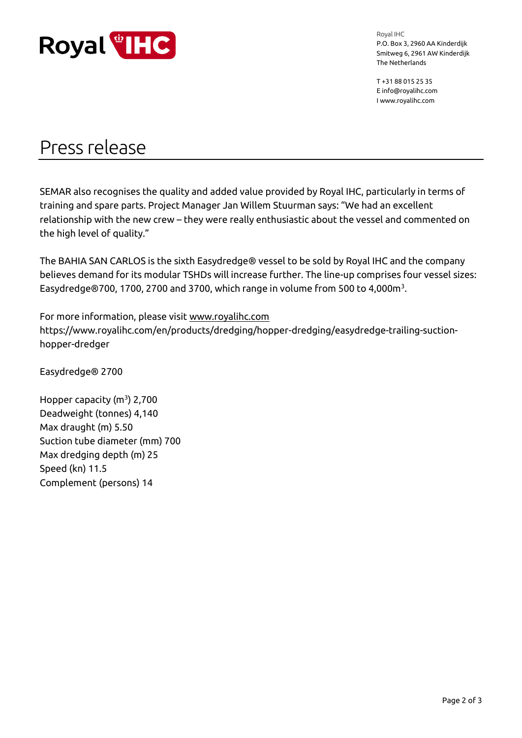# Press release

SEMAR also recognises the quality and added value provided by Royal IHC, particularly in terms of training and spare parts. Project Manager Jan Willem Stuurman says: "We had an excellent relationship with the new crew – they were really enthusiastic about the vessel and commented on the high level of quality."

The BAHIA SAN CARLOS is the sixth Easydredge® vessel to be sold by Royal IHC and the company believes demand for its modular TSHDs will increase further. The line-up comprises four vessel sizes: Easydredge®700, 1700, 2700 and 3700, which range in volume from 500 to 4,000m$^3$.

For more information, please visit www.royalihc.com
https://www.royalihc.com/en/products/dredging/hopper-dredging/easydredge-trailing-suction-hopper-dredger

Easydredge® 2700

Hopper capacity (m$^3$) 2,700
Deadweight (tonnes) 4,140
Max draught (m) 5.50
Suction tube diameter (mm) 700
Max dredging depth (m) 25
Speed (kn) 11.5
Complement (persons) 14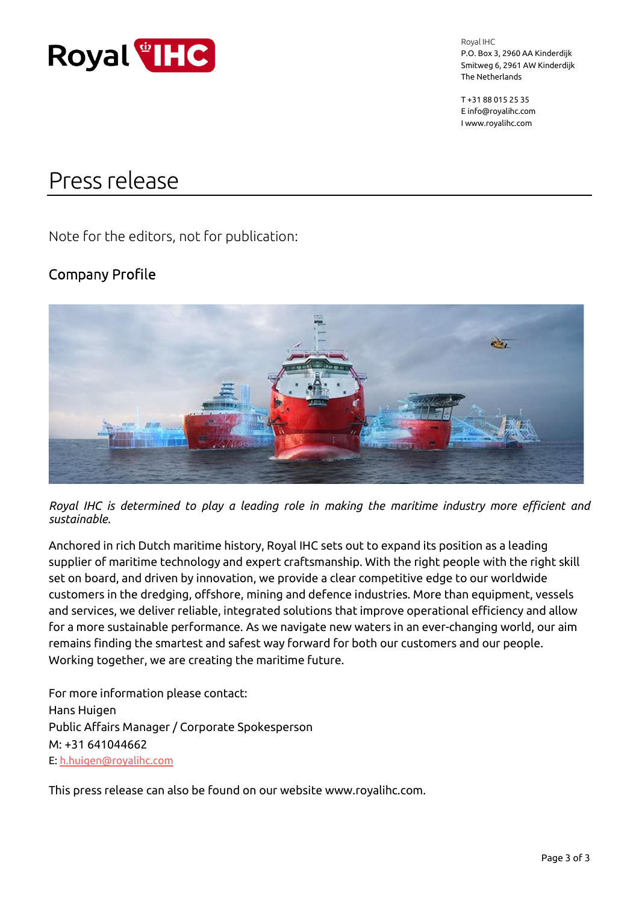Royal IHC
P.O. Box 3, 2960 AA Kinderdijk
Smitweg 6, 2961 AW Kinderdijk
The Netherlands

T +31 88 015 25 35
E info@royalihc.com
I www.royalihc.com

# Press release

Note for the editors, not for publication:

## Company Profile

*Royal IHC is determined to play a leading role in making the maritime industry more efficient and sustainable.*

Anchored in rich Dutch maritime history, Royal IHC sets out to expand its position as a leading supplier of maritime technology and expert craftsmanship. With the right people with the right skill set on board, and driven by innovation, we provide a clear competitive edge to our worldwide customers in the dredging, offshore, mining and defence industries. More than equipment, vessels and services, we deliver reliable, integrated solutions that improve operational efficiency and allow for a more sustainable performance. As we navigate new waters in an ever-changing world, our aim remains finding the smartest and safest way forward for both our customers and our people. Working together, we are creating the maritime future.

For more information please contact:
Hans Huigen
Public Affairs Manager / Corporate Spokesperson
M: +31 641044662
E: h.huigen@royalihc.com

This press release can also be found on our website www.royalihc.com.